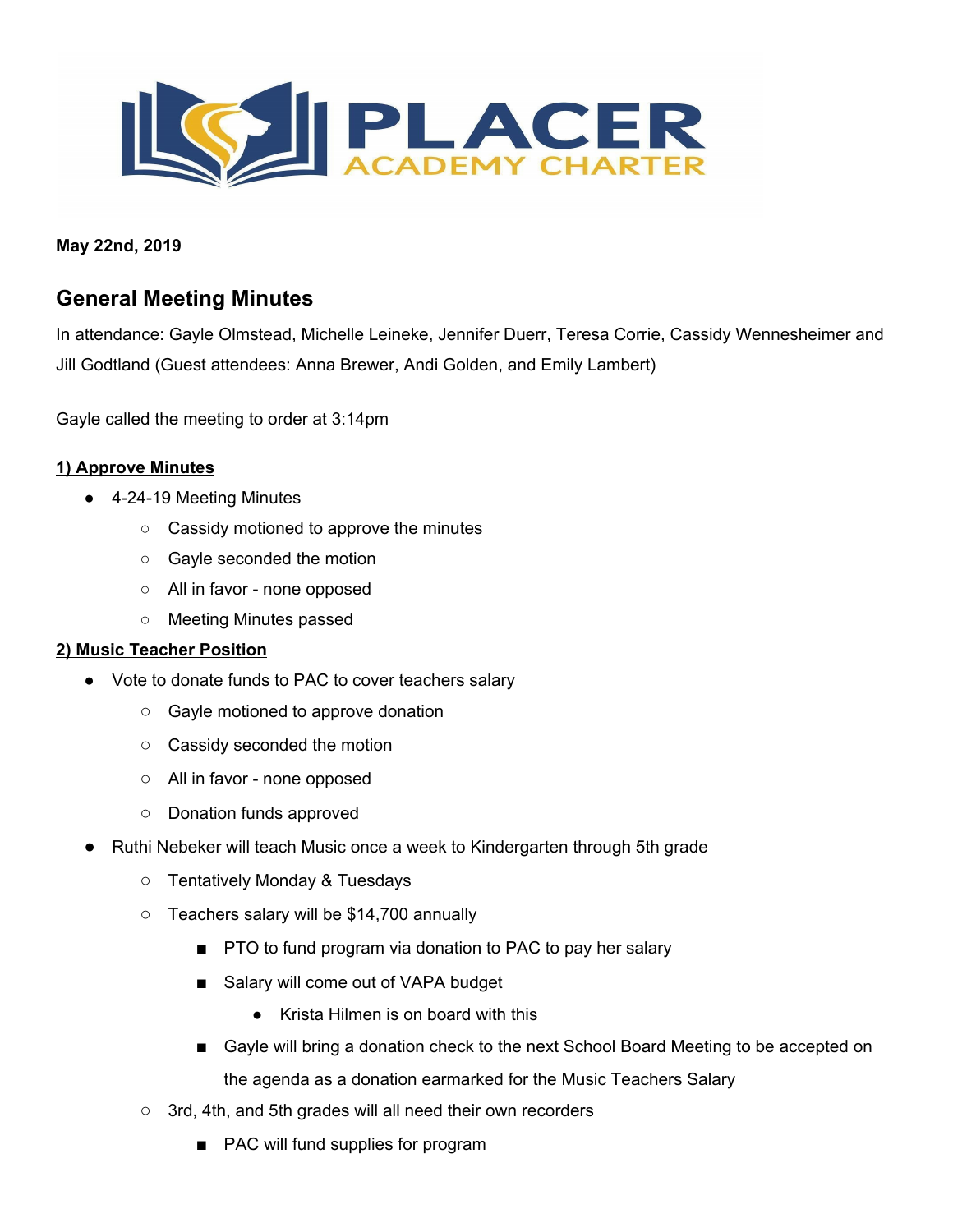PLACER ACADEMY CHARTER

**May 22nd, 2019**

## General Meeting Minutes

In attendance: Gayle Olmstead, Michelle Leineke, Jennifer Duerr, Teresa Corrie, Cassidy Wennesheimer and Jill Godtland (Guest attendees: Anna Brewer, Andi Golden, and Emily Lambert)

Gayle called the meeting to order at 3:14pm

**1) Approve Minutes**

- 4-24-19 Meeting Minutes
  - Cassidy motioned to approve the minutes
  - Gayle seconded the motion
  - All in favor - none opposed
  - Meeting Minutes passed

**2) Music Teacher Position**

- Vote to donate funds to PAC to cover teachers salary
  - Gayle motioned to approve donation
  - Cassidy seconded the motion
  - All in favor - none opposed
  - Donation funds approved
- Ruthi Nebeker will teach Music once a week to Kindergarten through 5th grade
  - Tentatively Monday & Tuesdays
  - Teachers salary will be $14,700 annually
    - PTO to fund program via donation to PAC to pay her salary
    - Salary will come out of VAPA budget
      - Krista Hilmen is on board with this
    - Gayle will bring a donation check to the next School Board Meeting to be accepted on the agenda as a donation earmarked for the Music Teachers Salary
  - 3rd, 4th, and 5th grades will all need their own recorders
    - PAC will fund supplies for program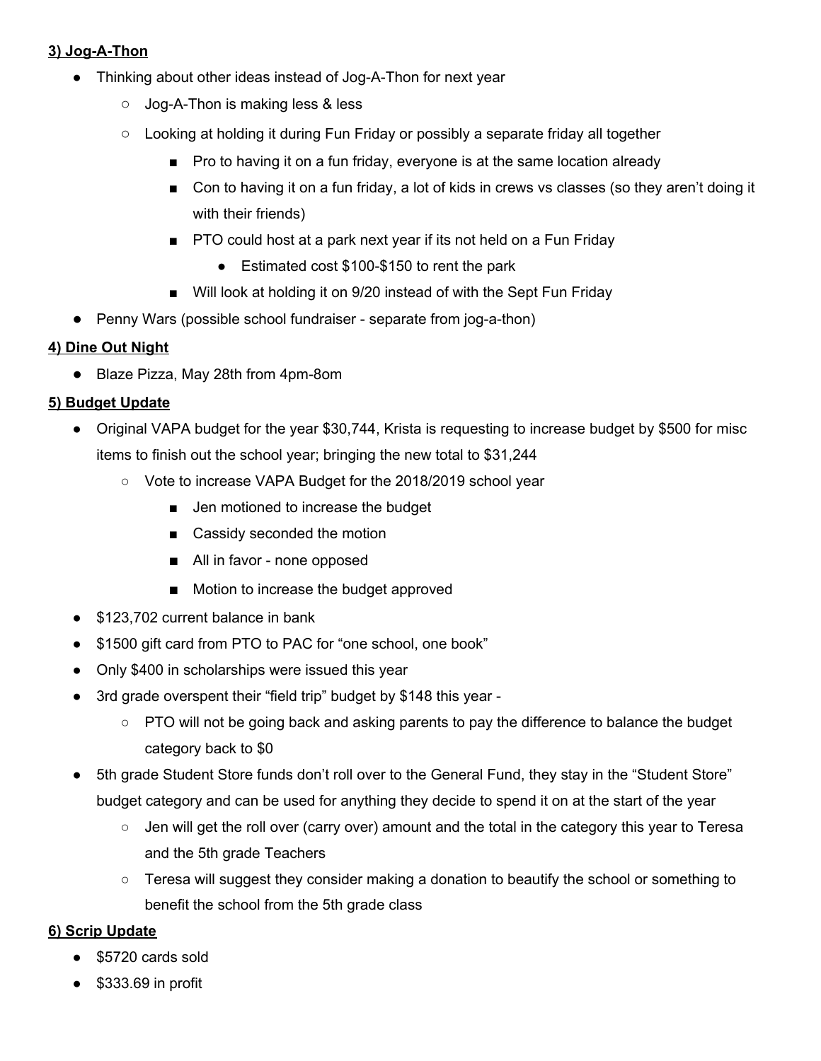**3) Jog-A-Thon**

- Thinking about other ideas instead of Jog-A-Thon for next year
    - Jog-A-Thon is making less & less
    - Looking at holding it during Fun Friday or possibly a separate friday all together
        - Pro to having it on a fun friday, everyone is at the same location already
        - Con to having it on a fun friday, a lot of kids in crews vs classes (so they aren't doing it with their friends)
        - PTO could host at a park next year if its not held on a Fun Friday
            - Estimated cost $100-$150 to rent the park
        - Will look at holding it on 9/20 instead of with the Sept Fun Friday
- Penny Wars (possible school fundraiser - separate from jog-a-thon)

**4) Dine Out Night**

- Blaze Pizza, May 28th from 4pm-8om

**5) Budget Update**

- Original VAPA budget for the year $30,744, Krista is requesting to increase budget by $500 for misc items to finish out the school year; bringing the new total to $31,244
    - Vote to increase VAPA Budget for the 2018/2019 school year
        - Jen motioned to increase the budget
        - Cassidy seconded the motion
        - All in favor - none opposed
        - Motion to increase the budget approved
- $123,702 current balance in bank
- $1500 gift card from PTO to PAC for "one school, one book"
- Only $400 in scholarships were issued this year
- 3rd grade overspent their "field trip" budget by $148 this year -
    - PTO will not be going back and asking parents to pay the difference to balance the budget category back to $0
- 5th grade Student Store funds don't roll over to the General Fund, they stay in the "Student Store" budget category and can be used for anything they decide to spend it on at the start of the year
    - Jen will get the roll over (carry over) amount and the total in the category this year to Teresa and the 5th grade Teachers
    - Teresa will suggest they consider making a donation to beautify the school or something to benefit the school from the 5th grade class

**6) Scrip Update**

- $5720 cards sold
- $333.69 in profit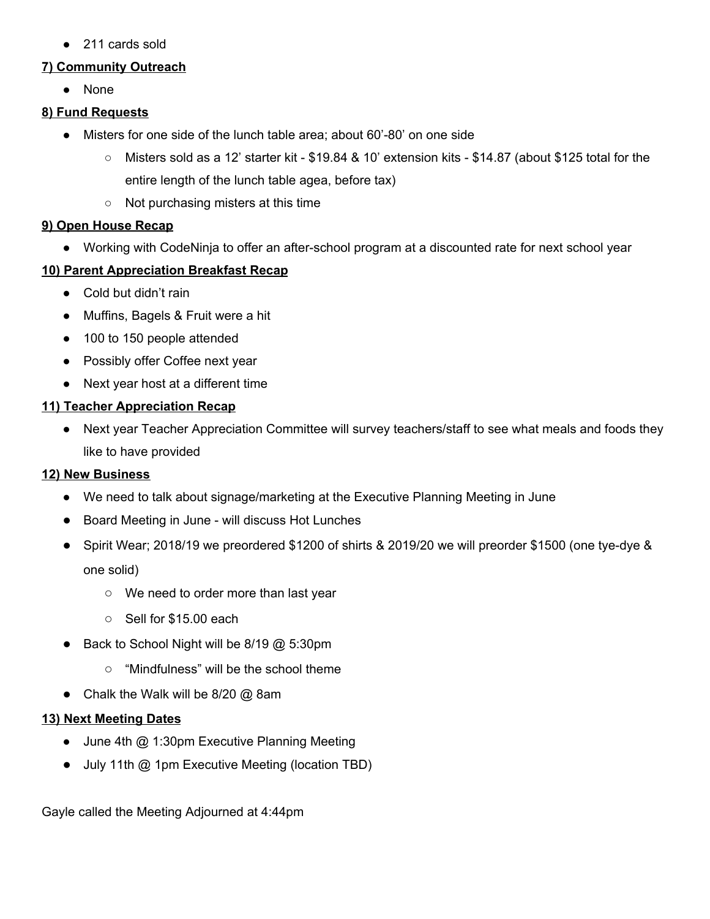- 211 cards sold

**7) Community Outreach**

- None

**8) Fund Requests**

- Misters for one side of the lunch table area; about 60'-80' on one side
  - Misters sold as a 12' starter kit - $19.84 & 10' extension kits - $14.87 (about $125 total for the entire length of the lunch table agea, before tax)
  - Not purchasing misters at this time

**9) Open House Recap**

- Working with CodeNinja to offer an after-school program at a discounted rate for next school year

**10) Parent Appreciation Breakfast Recap**

- Cold but didn't rain
- Muffins, Bagels & Fruit were a hit
- 100 to 150 people attended
- Possibly offer Coffee next year
- Next year host at a different time

**11) Teacher Appreciation Recap**

- Next year Teacher Appreciation Committee will survey teachers/staff to see what meals and foods they like to have provided

**12) New Business**

- We need to talk about signage/marketing at the Executive Planning Meeting in June
- Board Meeting in June - will discuss Hot Lunches
- Spirit Wear; 2018/19 we preordered $1200 of shirts & 2019/20 we will preorder $1500 (one tye-dye & one solid)
  - We need to order more than last year
  - Sell for $15.00 each
- Back to School Night will be 8/19 @ 5:30pm
  - "Mindfulness" will be the school theme
- Chalk the Walk will be 8/20 @ 8am

**13) Next Meeting Dates**

- June 4th @ 1:30pm Executive Planning Meeting
- July 11th @ 1pm Executive Meeting (location TBD)

Gayle called the Meeting Adjourned at 4:44pm